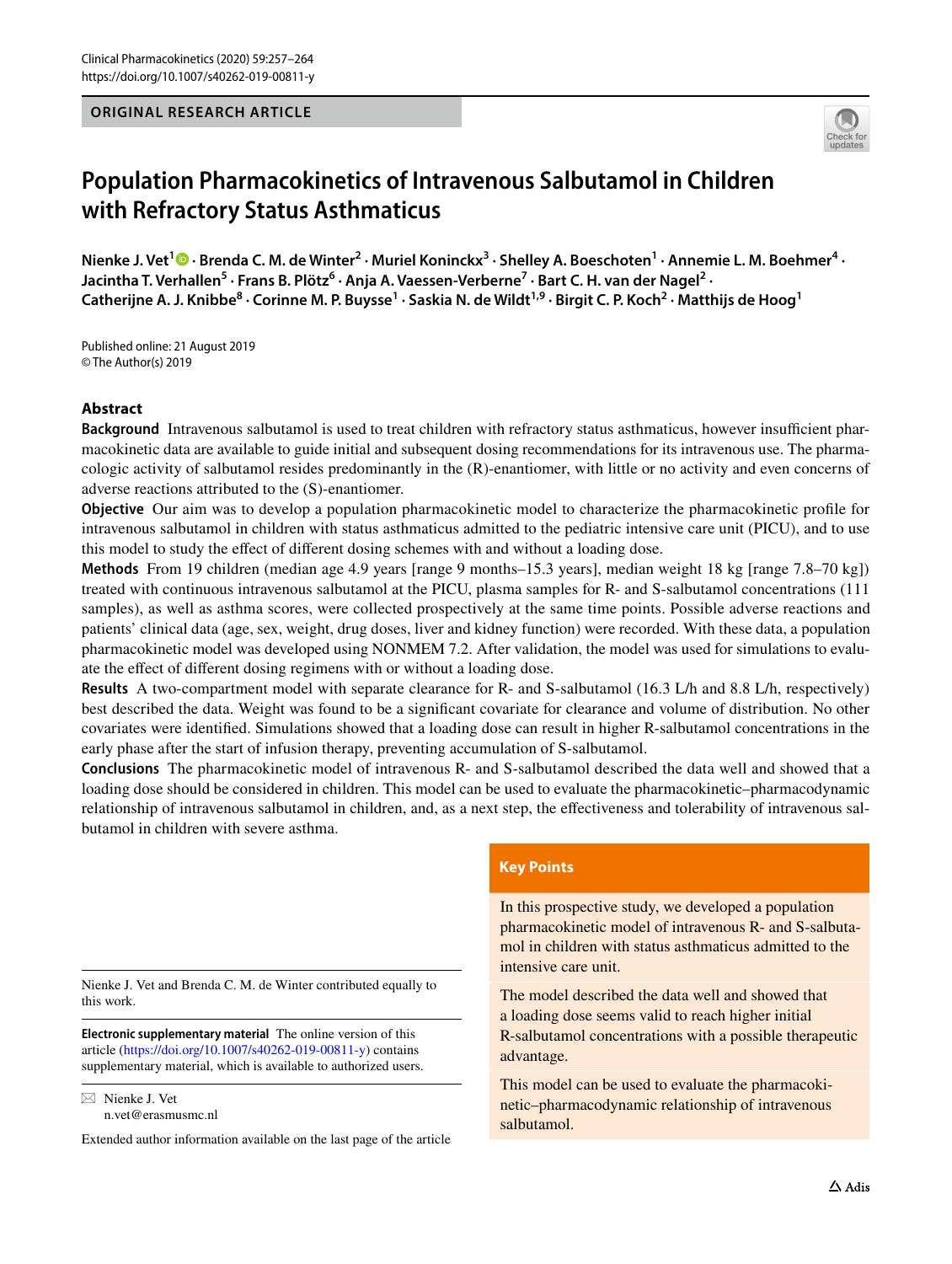ORIGINAL RESEARCH ARTICLE

# Population Pharmacokinetics of Intravenous Salbutamol in Children with Refractory Status Asthmaticus

**Nienke J. Vet[1] · Brenda C. M. de Winter[2] · Muriel Koninckx[3] · Shelley A. Boeschoten[1] · Annemie L. M. Boehmer[4] · Jacintha T. Verhallen[5] · Frans B. Plötz[6] · Anja A. Vaessen-Verberne[7] · Bart C. H. van der Nagel[2] · Catherijne A. J. Knibbe[8] · Corinne M. P. Buysse[1] · Saskia N. de Wildt[1,9] · Birgit C. P. Koch[2] · Matthijs de Hoog[1]**

Published online: 21 August 2019
© The Author(s) 2019

## Abstract

**Background** Intravenous salbutamol is used to treat children with refractory status asthmaticus, however insufficient pharmacokinetic data are available to guide initial and subsequent dosing recommendations for its intravenous use. The pharmacologic activity of salbutamol resides predominantly in the (R)-enantiomer, with little or no activity and even concerns of adverse reactions attributed to the (S)-enantiomer.

**Objective** Our aim was to develop a population pharmacokinetic model to characterize the pharmacokinetic profile for intravenous salbutamol in children with status asthmaticus admitted to the pediatric intensive care unit (PICU), and to use this model to study the effect of different dosing schemes with and without a loading dose.

**Methods** From 19 children (median age 4.9 years [range 9 months–15.3 years], median weight 18 kg [range 7.8–70 kg]) treated with continuous intravenous salbutamol at the PICU, plasma samples for R- and S-salbutamol concentrations (111 samples), as well as asthma scores, were collected prospectively at the same time points. Possible adverse reactions and patients' clinical data (age, sex, weight, drug doses, liver and kidney function) were recorded. With these data, a population pharmacokinetic model was developed using NONMEM 7.2. After validation, the model was used for simulations to evaluate the effect of different dosing regimens with or without a loading dose.

**Results** A two-compartment model with separate clearance for R- and S-salbutamol (16.3 L/h and 8.8 L/h, respectively) best described the data. Weight was found to be a significant covariate for clearance and volume of distribution. No other covariates were identified. Simulations showed that a loading dose can result in higher R-salbutamol concentrations in the early phase after the start of infusion therapy, preventing accumulation of S-salbutamol.

**Conclusions** The pharmacokinetic model of intravenous R- and S-salbutamol described the data well and showed that a loading dose should be considered in children. This model can be used to evaluate the pharmacokinetic–pharmacodynamic relationship of intravenous salbutamol in children, and, as a next step, the effectiveness and tolerability of intravenous salbutamol in children with severe asthma.

**Key Points**

In this prospective study, we developed a population pharmacokinetic model of intravenous R- and S-salbutamol in children with status asthmaticus admitted to the intensive care unit.

The model described the data well and showed that a loading dose seems valid to reach higher initial R-salbutamol concentrations with a possible therapeutic advantage.

This model can be used to evaluate the pharmacokinetic–pharmacodynamic relationship of intravenous salbutamol.

Nienke J. Vet and Brenda C. M. de Winter contributed equally to this work.

**Electronic supplementary material** The online version of this article (https://doi.org/10.1007/s40262-019-00811-y) contains supplementary material, which is available to authorized users.

✉ Nienke J. Vet
n.vet@erasmusmc.nl

Extended author information available on the last page of the article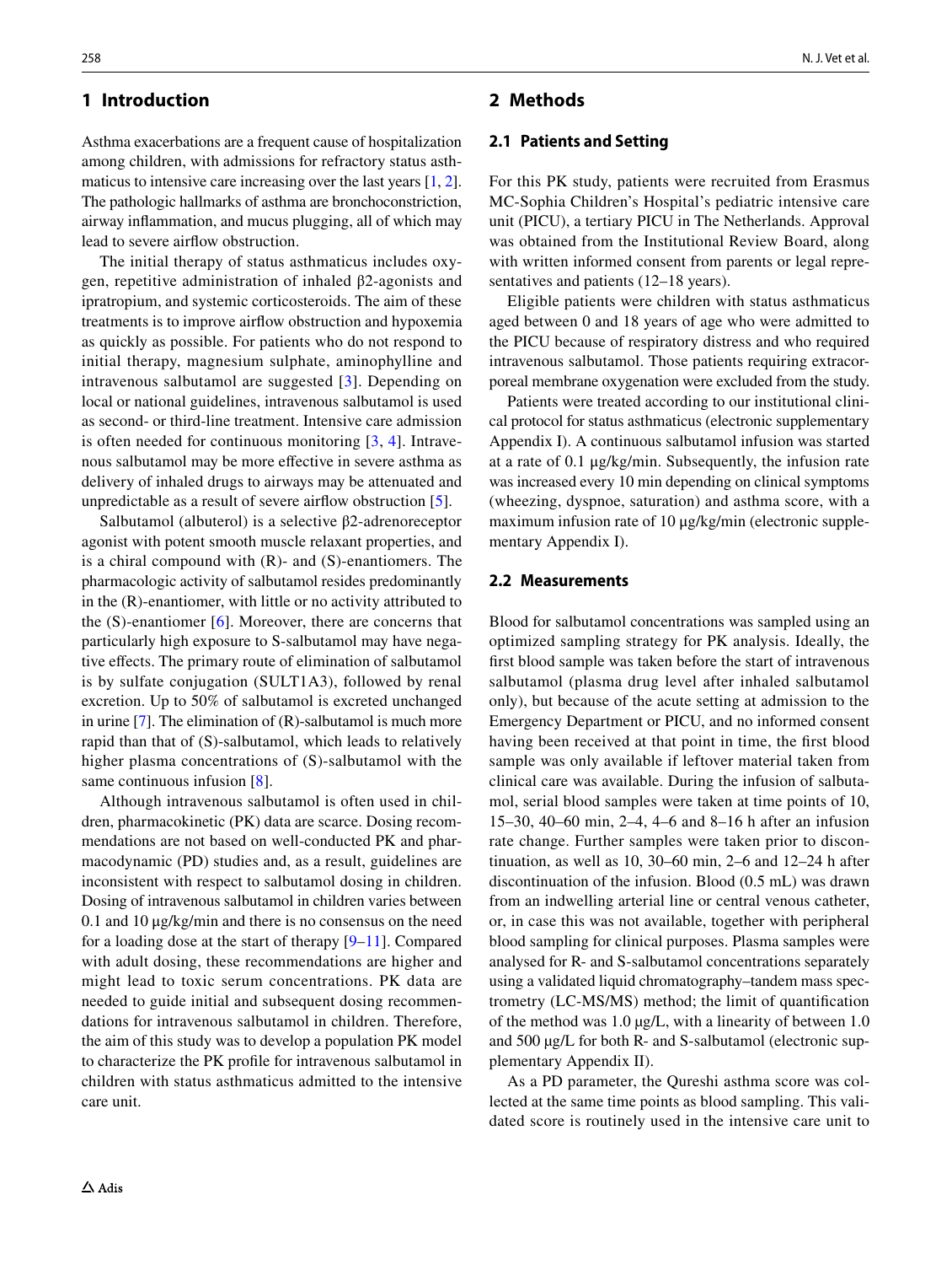## 1 Introduction

Asthma exacerbations are a frequent cause of hospitalization among children, with admissions for refractory status asthmaticus to intensive care increasing over the last years [1, 2]. The pathologic hallmarks of asthma are bronchoconstriction, airway inflammation, and mucus plugging, all of which may lead to severe airflow obstruction.

The initial therapy of status asthmaticus includes oxygen, repetitive administration of inhaled β2-agonists and ipratropium, and systemic corticosteroids. The aim of these treatments is to improve airflow obstruction and hypoxemia as quickly as possible. For patients who do not respond to initial therapy, magnesium sulphate, aminophylline and intravenous salbutamol are suggested [3]. Depending on local or national guidelines, intravenous salbutamol is used as second- or third-line treatment. Intensive care admission is often needed for continuous monitoring [3, 4]. Intravenous salbutamol may be more effective in severe asthma as delivery of inhaled drugs to airways may be attenuated and unpredictable as a result of severe airflow obstruction [5].

Salbutamol (albuterol) is a selective β2-adrenoreceptor agonist with potent smooth muscle relaxant properties, and is a chiral compound with (R)- and (S)-enantiomers. The pharmacologic activity of salbutamol resides predominantly in the (R)-enantiomer, with little or no activity attributed to the (S)-enantiomer [6]. Moreover, there are concerns that particularly high exposure to S-salbutamol may have negative effects. The primary route of elimination of salbutamol is by sulfate conjugation (SULT1A3), followed by renal excretion. Up to 50% of salbutamol is excreted unchanged in urine [7]. The elimination of (R)-salbutamol is much more rapid than that of (S)-salbutamol, which leads to relatively higher plasma concentrations of (S)-salbutamol with the same continuous infusion [8].

Although intravenous salbutamol is often used in children, pharmacokinetic (PK) data are scarce. Dosing recommendations are not based on well-conducted PK and pharmacodynamic (PD) studies and, as a result, guidelines are inconsistent with respect to salbutamol dosing in children. Dosing of intravenous salbutamol in children varies between 0.1 and 10 μg/kg/min and there is no consensus on the need for a loading dose at the start of therapy [9–11]. Compared with adult dosing, these recommendations are higher and might lead to toxic serum concentrations. PK data are needed to guide initial and subsequent dosing recommendations for intravenous salbutamol in children. Therefore, the aim of this study was to develop a population PK model to characterize the PK profile for intravenous salbutamol in children with status asthmaticus admitted to the intensive care unit.

## 2 Methods

### 2.1 Patients and Setting

For this PK study, patients were recruited from Erasmus MC-Sophia Children's Hospital's pediatric intensive care unit (PICU), a tertiary PICU in The Netherlands. Approval was obtained from the Institutional Review Board, along with written informed consent from parents or legal representatives and patients (12–18 years).

Eligible patients were children with status asthmaticus aged between 0 and 18 years of age who were admitted to the PICU because of respiratory distress and who required intravenous salbutamol. Those patients requiring extracorporeal membrane oxygenation were excluded from the study.

Patients were treated according to our institutional clinical protocol for status asthmaticus (electronic supplementary Appendix I). A continuous salbutamol infusion was started at a rate of 0.1 μg/kg/min. Subsequently, the infusion rate was increased every 10 min depending on clinical symptoms (wheezing, dyspnoe, saturation) and asthma score, with a maximum infusion rate of 10 μg/kg/min (electronic supplementary Appendix I).

### 2.2 Measurements

Blood for salbutamol concentrations was sampled using an optimized sampling strategy for PK analysis. Ideally, the first blood sample was taken before the start of intravenous salbutamol (plasma drug level after inhaled salbutamol only), but because of the acute setting at admission to the Emergency Department or PICU, and no informed consent having been received at that point in time, the first blood sample was only available if leftover material taken from clinical care was available. During the infusion of salbutamol, serial blood samples were taken at time points of 10, 15–30, 40–60 min, 2–4, 4–6 and 8–16 h after an infusion rate change. Further samples were taken prior to discontinuation, as well as 10, 30–60 min, 2–6 and 12–24 h after discontinuation of the infusion. Blood (0.5 mL) was drawn from an indwelling arterial line or central venous catheter, or, in case this was not available, together with peripheral blood sampling for clinical purposes. Plasma samples were analysed for R- and S-salbutamol concentrations separately using a validated liquid chromatography–tandem mass spectrometry (LC-MS/MS) method; the limit of quantification of the method was 1.0 μg/L, with a linearity of between 1.0 and 500 μg/L for both R- and S-salbutamol (electronic supplementary Appendix II).

As a PD parameter, the Qureshi asthma score was collected at the same time points as blood sampling. This validated score is routinely used in the intensive care unit to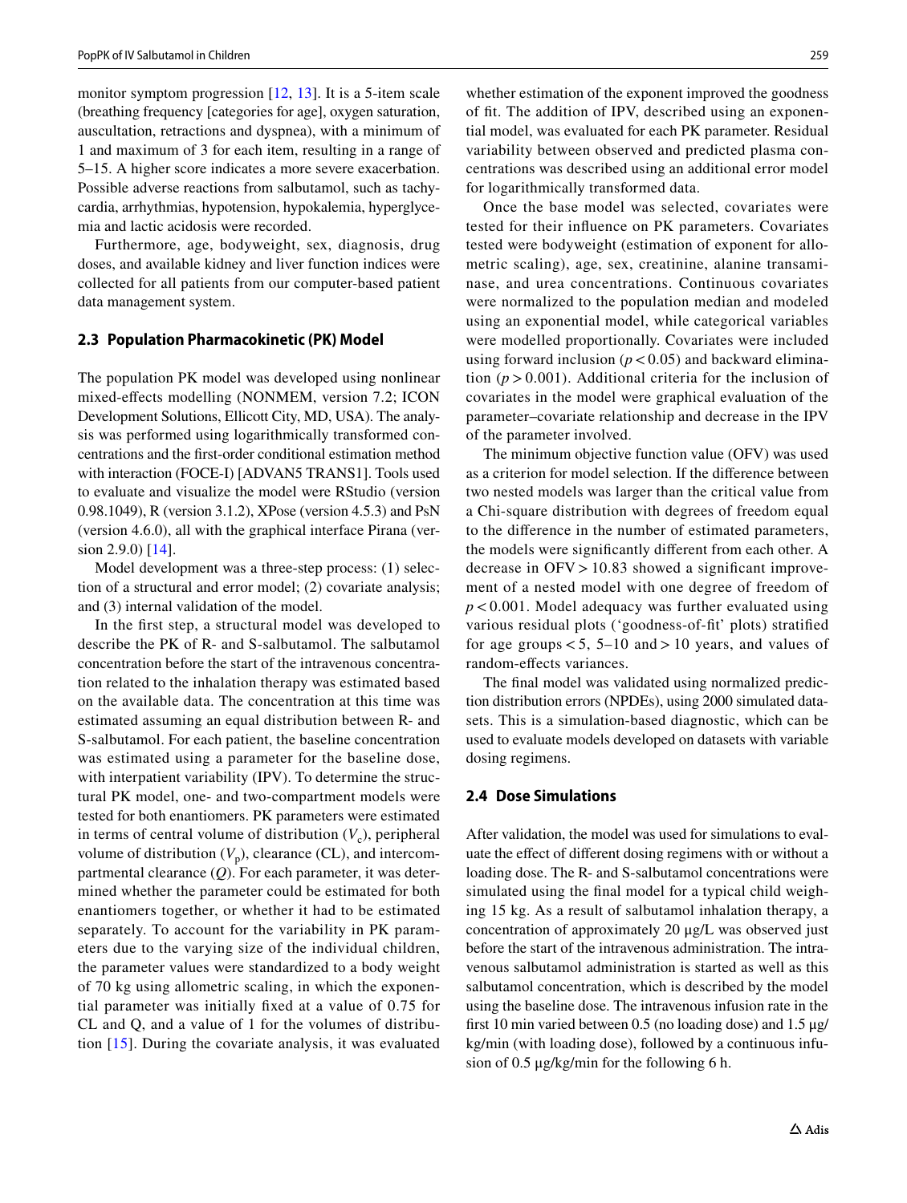monitor symptom progression [12, 13]. It is a 5-item scale (breathing frequency [categories for age], oxygen saturation, auscultation, retractions and dyspnea), with a minimum of 1 and maximum of 3 for each item, resulting in a range of 5–15. A higher score indicates a more severe exacerbation. Possible adverse reactions from salbutamol, such as tachycardia, arrhythmias, hypotension, hypokalemia, hyperglycemia and lactic acidosis were recorded.

Furthermore, age, bodyweight, sex, diagnosis, drug doses, and available kidney and liver function indices were collected for all patients from our computer-based patient data management system.

### 2.3 Population Pharmacokinetic (PK) Model

The population PK model was developed using nonlinear mixed-effects modelling (NONMEM, version 7.2; ICON Development Solutions, Ellicott City, MD, USA). The analysis was performed using logarithmically transformed concentrations and the first-order conditional estimation method with interaction (FOCE-I) [ADVAN5 TRANS1]. Tools used to evaluate and visualize the model were RStudio (version 0.98.1049), R (version 3.1.2), XPose (version 4.5.3) and PsN (version 4.6.0), all with the graphical interface Pirana (version 2.9.0) [14].

Model development was a three-step process: (1) selection of a structural and error model; (2) covariate analysis; and (3) internal validation of the model.

In the first step, a structural model was developed to describe the PK of R- and S-salbutamol. The salbutamol concentration before the start of the intravenous concentration related to the inhalation therapy was estimated based on the available data. The concentration at this time was estimated assuming an equal distribution between R- and S-salbutamol. For each patient, the baseline concentration was estimated using a parameter for the baseline dose, with interpatient variability (IPV). To determine the structural PK model, one- and two-compartment models were tested for both enantiomers. PK parameters were estimated in terms of central volume of distribution ($V_c$), peripheral volume of distribution ($V_p$), clearance (CL), and intercompartmental clearance ($Q$). For each parameter, it was determined whether the parameter could be estimated for both enantiomers together, or whether it had to be estimated separately. To account for the variability in PK parameters due to the varying size of the individual children, the parameter values were standardized to a body weight of 70 kg using allometric scaling, in which the exponential parameter was initially fixed at a value of 0.75 for CL and Q, and a value of 1 for the volumes of distribution [15]. During the covariate analysis, it was evaluated whether estimation of the exponent improved the goodness of fit. The addition of IPV, described using an exponential model, was evaluated for each PK parameter. Residual variability between observed and predicted plasma concentrations was described using an additional error model for logarithmically transformed data.

Once the base model was selected, covariates were tested for their influence on PK parameters. Covariates tested were bodyweight (estimation of exponent for allometric scaling), age, sex, creatinine, alanine transaminase, and urea concentrations. Continuous covariates were normalized to the population median and modeled using an exponential model, while categorical variables were modelled proportionally. Covariates were included using forward inclusion ($p < 0.05$) and backward elimination ($p > 0.001$). Additional criteria for the inclusion of covariates in the model were graphical evaluation of the parameter–covariate relationship and decrease in the IPV of the parameter involved.

The minimum objective function value (OFV) was used as a criterion for model selection. If the difference between two nested models was larger than the critical value from a Chi-square distribution with degrees of freedom equal to the difference in the number of estimated parameters, the models were significantly different from each other. A decrease in OFV > 10.83 showed a significant improvement of a nested model with one degree of freedom of $p < 0.001$. Model adequacy was further evaluated using various residual plots ('goodness-of-fit' plots) stratified for age groups < 5, 5–10 and > 10 years, and values of random-effects variances.

The final model was validated using normalized prediction distribution errors (NPDEs), using 2000 simulated datasets. This is a simulation-based diagnostic, which can be used to evaluate models developed on datasets with variable dosing regimens.

### 2.4 Dose Simulations

After validation, the model was used for simulations to evaluate the effect of different dosing regimens with or without a loading dose. The R- and S-salbutamol concentrations were simulated using the final model for a typical child weighing 15 kg. As a result of salbutamol inhalation therapy, a concentration of approximately 20 µg/L was observed just before the start of the intravenous administration. The intravenous salbutamol administration is started as well as this salbutamol concentration, which is described by the model using the baseline dose. The intravenous infusion rate in the first 10 min varied between 0.5 (no loading dose) and 1.5 µg/kg/min (with loading dose), followed by a continuous infusion of 0.5 µg/kg/min for the following 6 h.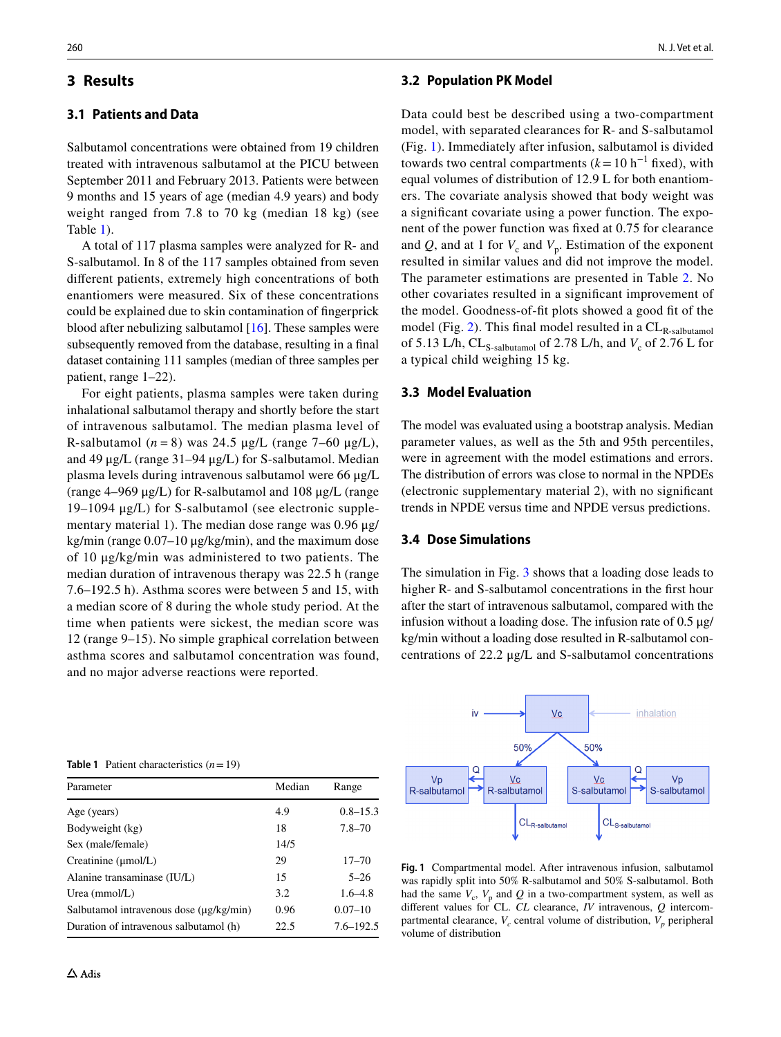## 3 Results

### 3.1 Patients and Data

Salbutamol concentrations were obtained from 19 children treated with intravenous salbutamol at the PICU between September 2011 and February 2013. Patients were between 9 months and 15 years of age (median 4.9 years) and body weight ranged from 7.8 to 70 kg (median 18 kg) (see Table 1).

A total of 117 plasma samples were analyzed for R- and S-salbutamol. In 8 of the 117 samples obtained from seven different patients, extremely high concentrations of both enantiomers were measured. Six of these concentrations could be explained due to skin contamination of fingerprick blood after nebulizing salbutamol [16]. These samples were subsequently removed from the database, resulting in a final dataset containing 111 samples (median of three samples per patient, range 1–22).

For eight patients, plasma samples were taken during inhalational salbutamol therapy and shortly before the start of intravenous salbutamol. The median plasma level of R-salbutamol ($n = 8$) was 24.5 µg/L (range 7–60 µg/L), and 49 µg/L (range 31–94 µg/L) for S-salbutamol. Median plasma levels during intravenous salbutamol were 66 µg/L (range 4–969 µg/L) for R-salbutamol and 108 µg/L (range 19–1094 µg/L) for S-salbutamol (see electronic supplementary material 1). The median dose range was 0.96 µg/kg/min (range 0.07–10 µg/kg/min), and the maximum dose of 10 µg/kg/min was administered to two patients. The median duration of intravenous therapy was 22.5 h (range 7.6–192.5 h). Asthma scores were between 5 and 15, with a median score of 8 during the whole study period. At the time when patients were sickest, the median score was 12 (range 9–15). No simple graphical correlation between asthma scores and salbutamol concentration was found, and no major adverse reactions were reported.

**Table 1** Patient characteristics ($n = 19$)

| Parameter | Median | Range |
|---|---|---|
| Age (years) | 4.9 | 0.8–15.3 |
| Bodyweight (kg) | 18 | 7.8–70 |
| Sex (male/female) | 14/5 | |
| Creatinine (µmol/L) | 29 | 17–70 |
| Alanine transaminase (IU/L) | 15 | 5–26 |
| Urea (mmol/L) | 3.2 | 1.6–4.8 |
| Salbutamol intravenous dose (µg/kg/min) | 0.96 | 0.07–10 |
| Duration of intravenous salbutamol (h) | 22.5 | 7.6–192.5 |

### 3.2 Population PK Model

Data could best be described using a two-compartment model, with separated clearances for R- and S-salbutamol (Fig. 1). Immediately after infusion, salbutamol is divided towards two central compartments ($k = 10\ \text{h}^{-1}$ fixed), with equal volumes of distribution of 12.9 L for both enantiomers. The covariate analysis showed that body weight was a significant covariate using a power function. The exponent of the power function was fixed at 0.75 for clearance and $Q$, and at 1 for $V_c$ and $V_p$. Estimation of the exponent resulted in similar values and did not improve the model. The parameter estimations are presented in Table 2. No other covariates resulted in a significant improvement of the model. Goodness-of-fit plots showed a good fit of the model (Fig. 2). This final model resulted in a $CL_{\text{R-salbutamol}}$ of 5.13 L/h, $CL_{\text{S-salbutamol}}$ of 2.78 L/h, and $V_c$ of 2.76 L for a typical child weighing 15 kg.

### 3.3 Model Evaluation

The model was evaluated using a bootstrap analysis. Median parameter values, as well as the 5th and 95th percentiles, were in agreement with the model estimations and errors. The distribution of errors was close to normal in the NPDEs (electronic supplementary material 2), with no significant trends in NPDE versus time and NPDE versus predictions.

### 3.4 Dose Simulations

The simulation in Fig. 3 shows that a loading dose leads to higher R- and S-salbutamol concentrations in the first hour after the start of intravenous salbutamol, compared with the infusion without a loading dose. The infusion rate of 0.5 µg/kg/min without a loading dose resulted in R-salbutamol concentrations of 22.2 µg/L and S-salbutamol concentrations

**Fig. 1** Compartmental model. After intravenous infusion, salbutamol was rapidly split into 50% R-salbutamol and 50% S-salbutamol. Both had the same $V_c$, $V_p$ and $Q$ in a two-compartment system, as well as different values for CL. *CL* clearance, *IV* intravenous, *Q* intercompartmental clearance, $V_c$ central volume of distribution, $V_p$ peripheral volume of distribution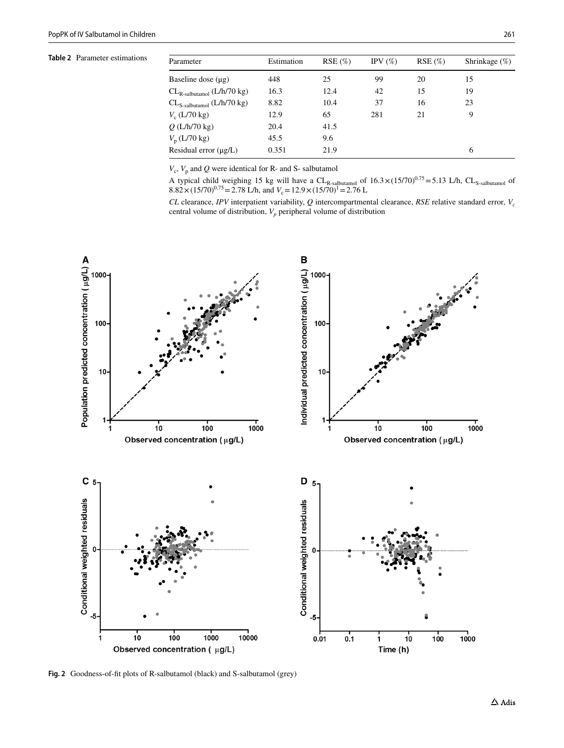**Table 2** Parameter estimations

| Parameter | Estimation | RSE (%) | IPV (%) | RSE (%) | Shrinkage (%) |
|---|---|---|---|---|---|
| Baseline dose (µg) | 448 | 25 | 99 | 20 | 15 |
| $CL_{R\text{-salbutamol}}$ (L/h/70 kg) | 16.3 | 12.4 | 42 | 15 | 19 |
| $CL_{S\text{-salbutamol}}$ (L/h/70 kg) | 8.82 | 10.4 | 37 | 16 | 23 |
| $V_c$ (L/70 kg) | 12.9 | 65 | 281 | 21 | 9 |
| $Q$ (L/h/70 kg) | 20.4 | 41.5 | | | |
| $V_p$ (L/70 kg) | 45.5 | 9.6 | | | |
| Residual error (µg/L) | 0.351 | 21.9 | | | 6 |

$V_c$, $V_p$ and $Q$ were identical for R- and S- salbutamol

A typical child weighing 15 kg will have a $CL_{R\text{-salbutamol}}$ of $16.3\times(15/70)^{0.75}=5.13$ L/h, $CL_{S\text{-salbutamol}}$ of $8.82\times(15/70)^{0.75}=2.78$ L/h, and $V_c=12.9\times(15/70)^{1}=2.76$ L

*CL* clearance, *IPV* interpatient variability, *Q* intercompartmental clearance, *RSE* relative standard error, $V_c$ central volume of distribution, $V_p$ peripheral volume of distribution

**Fig. 2** Goodness-of-fit plots of R-salbutamol (black) and S-salbutamol (grey)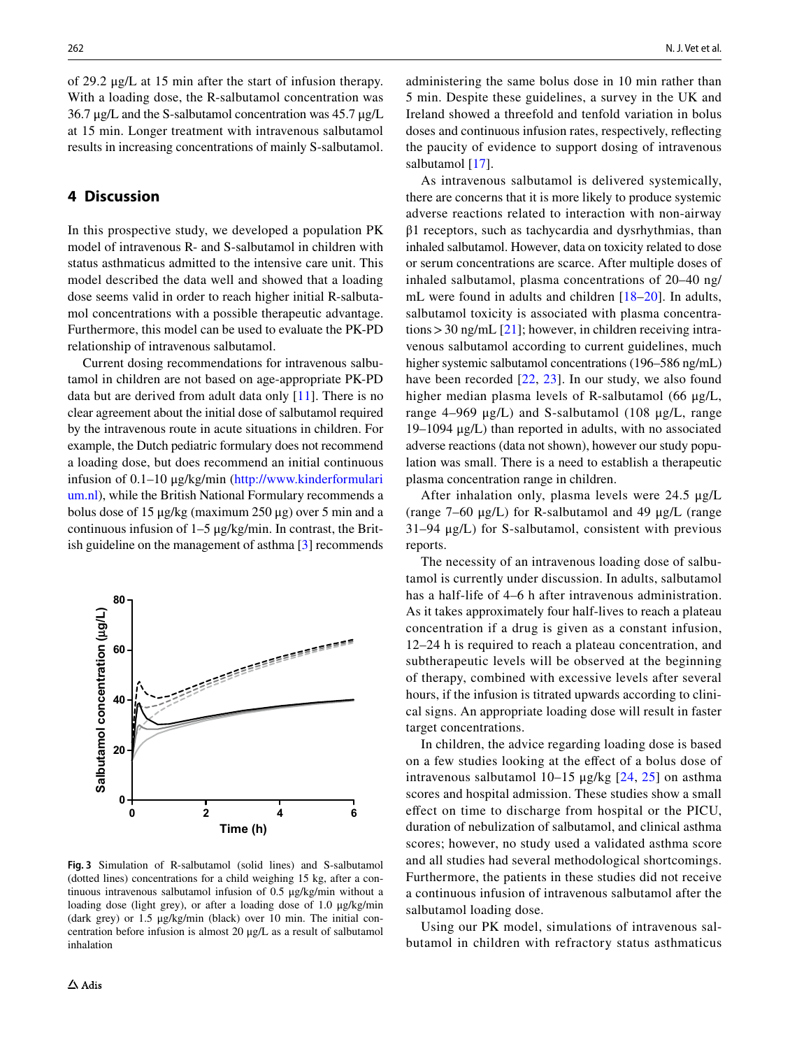of 29.2 µg/L at 15 min after the start of infusion therapy. With a loading dose, the R-salbutamol concentration was 36.7 µg/L and the S-salbutamol concentration was 45.7 µg/L at 15 min. Longer treatment with intravenous salbutamol results in increasing concentrations of mainly S-salbutamol.

## 4 Discussion

In this prospective study, we developed a population PK model of intravenous R- and S-salbutamol in children with status asthmaticus admitted to the intensive care unit. This model described the data well and showed that a loading dose seems valid in order to reach higher initial R-salbutamol concentrations with a possible therapeutic advantage. Furthermore, this model can be used to evaluate the PK-PD relationship of intravenous salbutamol.

Current dosing recommendations for intravenous salbutamol in children are not based on age-appropriate PK-PD data but are derived from adult data only [11]. There is no clear agreement about the initial dose of salbutamol required by the intravenous route in acute situations in children. For example, the Dutch pediatric formulary does not recommend a loading dose, but does recommend an initial continuous infusion of 0.1–10 µg/kg/min (http://www.kinderformularium.nl), while the British National Formulary recommends a bolus dose of 15 µg/kg (maximum 250 µg) over 5 min and a continuous infusion of 1–5 µg/kg/min. In contrast, the British guideline on the management of asthma [3] recommends administering the same bolus dose in 10 min rather than 5 min. Despite these guidelines, a survey in the UK and Ireland showed a threefold and tenfold variation in bolus doses and continuous infusion rates, respectively, reflecting the paucity of evidence to support dosing of intravenous salbutamol [17].

**Fig. 3** Simulation of R-salbutamol (solid lines) and S-salbutamol (dotted lines) concentrations for a child weighing 15 kg, after a continuous intravenous salbutamol infusion of 0.5 µg/kg/min without a loading dose (light grey), or after a loading dose of 1.0 µg/kg/min (dark grey) or 1.5 µg/kg/min (black) over 10 min. The initial concentration before infusion is almost 20 µg/L as a result of salbutamol inhalation

As intravenous salbutamol is delivered systemically, there are concerns that it is more likely to produce systemic adverse reactions related to interaction with non-airway β1 receptors, such as tachycardia and dysrhythmias, than inhaled salbutamol. However, data on toxicity related to dose or serum concentrations are scarce. After multiple doses of inhaled salbutamol, plasma concentrations of 20–40 ng/mL were found in adults and children [18–20]. In adults, salbutamol toxicity is associated with plasma concentrations > 30 ng/mL [21]; however, in children receiving intravenous salbutamol according to current guidelines, much higher systemic salbutamol concentrations (196–586 ng/mL) have been recorded [22, 23]. In our study, we also found higher median plasma levels of R-salbutamol (66 µg/L, range 4–969 µg/L) and S-salbutamol (108 µg/L, range 19–1094 µg/L) than reported in adults, with no associated adverse reactions (data not shown), however our study population was small. There is a need to establish a therapeutic plasma concentration range in children.

After inhalation only, plasma levels were 24.5 µg/L (range 7–60 µg/L) for R-salbutamol and 49 µg/L (range 31–94 µg/L) for S-salbutamol, consistent with previous reports.

The necessity of an intravenous loading dose of salbutamol is currently under discussion. In adults, salbutamol has a half-life of 4–6 h after intravenous administration. As it takes approximately four half-lives to reach a plateau concentration if a drug is given as a constant infusion, 12–24 h is required to reach a plateau concentration, and subtherapeutic levels will be observed at the beginning of therapy, combined with excessive levels after several hours, if the infusion is titrated upwards according to clinical signs. An appropriate loading dose will result in faster target concentrations.

In children, the advice regarding loading dose is based on a few studies looking at the effect of a bolus dose of intravenous salbutamol 10–15 µg/kg [24, 25] on asthma scores and hospital admission. These studies show a small effect on time to discharge from hospital or the PICU, duration of nebulization of salbutamol, and clinical asthma scores; however, no study used a validated asthma score and all studies had several methodological shortcomings. Furthermore, the patients in these studies did not receive a continuous infusion of intravenous salbutamol after the salbutamol loading dose.

Using our PK model, simulations of intravenous salbutamol in children with refractory status asthmaticus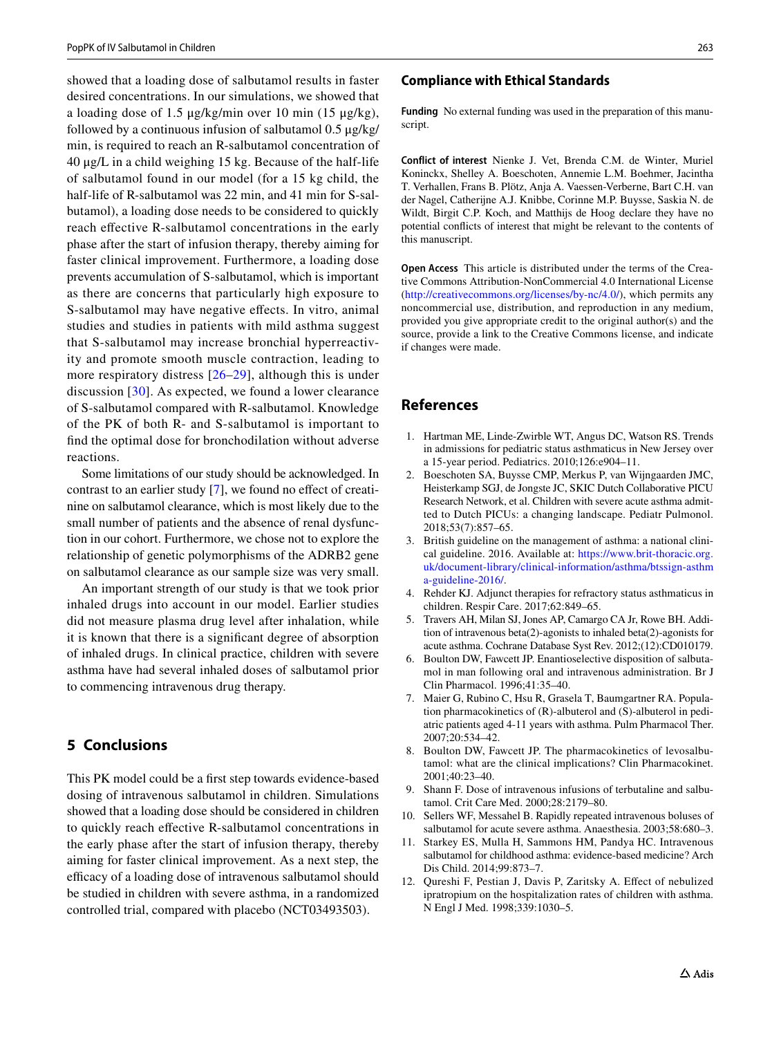showed that a loading dose of salbutamol results in faster desired concentrations. In our simulations, we showed that a loading dose of 1.5 µg/kg/min over 10 min (15 µg/kg), followed by a continuous infusion of salbutamol 0.5 µg/kg/min, is required to reach an R-salbutamol concentration of 40 µg/L in a child weighing 15 kg. Because of the half-life of salbutamol found in our model (for a 15 kg child, the half-life of R-salbutamol was 22 min, and 41 min for S-salbutamol), a loading dose needs to be considered to quickly reach effective R-salbutamol concentrations in the early phase after the start of infusion therapy, thereby aiming for faster clinical improvement. Furthermore, a loading dose prevents accumulation of S-salbutamol, which is important as there are concerns that particularly high exposure to S-salbutamol may have negative effects. In vitro, animal studies and studies in patients with mild asthma suggest that S-salbutamol may increase bronchial hyperreactivity and promote smooth muscle contraction, leading to more respiratory distress [26–29], although this is under discussion [30]. As expected, we found a lower clearance of S-salbutamol compared with R-salbutamol. Knowledge of the PK of both R- and S-salbutamol is important to find the optimal dose for bronchodilation without adverse reactions.

Some limitations of our study should be acknowledged. In contrast to an earlier study [7], we found no effect of creatinine on salbutamol clearance, which is most likely due to the small number of patients and the absence of renal dysfunction in our cohort. Furthermore, we chose not to explore the relationship of genetic polymorphisms of the ADRB2 gene on salbutamol clearance as our sample size was very small.

An important strength of our study is that we took prior inhaled drugs into account in our model. Earlier studies did not measure plasma drug level after inhalation, while it is known that there is a significant degree of absorption of inhaled drugs. In clinical practice, children with severe asthma have had several inhaled doses of salbutamol prior to commencing intravenous drug therapy.

## 5 Conclusions

This PK model could be a first step towards evidence-based dosing of intravenous salbutamol in children. Simulations showed that a loading dose should be considered in children to quickly reach effective R-salbutamol concentrations in the early phase after the start of infusion therapy, thereby aiming for faster clinical improvement. As a next step, the efficacy of a loading dose of intravenous salbutamol should be studied in children with severe asthma, in a randomized controlled trial, compared with placebo (NCT03493503).

### Compliance with Ethical Standards

**Funding** No external funding was used in the preparation of this manuscript.

**Conflict of interest** Nienke J. Vet, Brenda C.M. de Winter, Muriel Koninckx, Shelley A. Boeschoten, Annemie L.M. Boehmer, Jacintha T. Verhallen, Frans B. Plötz, Anja A. Vaessen-Verberne, Bart C.H. van der Nagel, Catherijne A.J. Knibbe, Corinne M.P. Buysse, Saskia N. de Wildt, Birgit C.P. Koch, and Matthijs de Hoog declare they have no potential conflicts of interest that might be relevant to the contents of this manuscript.

**Open Access** This article is distributed under the terms of the Creative Commons Attribution-NonCommercial 4.0 International License (http://creativecommons.org/licenses/by-nc/4.0/), which permits any noncommercial use, distribution, and reproduction in any medium, provided you give appropriate credit to the original author(s) and the source, provide a link to the Creative Commons license, and indicate if changes were made.

## References

1. Hartman ME, Linde-Zwirble WT, Angus DC, Watson RS. Trends in admissions for pediatric status asthmaticus in New Jersey over a 15-year period. Pediatrics. 2010;126:e904–11.
2. Boeschoten SA, Buysse CMP, Merkus P, van Wijngaarden JMC, Heisterkamp SGJ, de Jongste JC, SKIC Dutch Collaborative PICU Research Network, et al. Children with severe acute asthma admitted to Dutch PICUs: a changing landscape. Pediatr Pulmonol. 2018;53(7):857–65.
3. British guideline on the management of asthma: a national clinical guideline. 2016. Available at: https://www.brit-thoracic.org.uk/document-library/clinical-information/asthma/btssign-asthma-guideline-2016/.
4. Rehder KJ. Adjunct therapies for refractory status asthmaticus in children. Respir Care. 2017;62:849–65.
5. Travers AH, Milan SJ, Jones AP, Camargo CA Jr, Rowe BH. Addition of intravenous beta(2)-agonists to inhaled beta(2)-agonists for acute asthma. Cochrane Database Syst Rev. 2012;(12):CD010179.
6. Boulton DW, Fawcett JP. Enantioselective disposition of salbutamol in man following oral and intravenous administration. Br J Clin Pharmacol. 1996;41:35–40.
7. Maier G, Rubino C, Hsu R, Grasela T, Baumgartner RA. Population pharmacokinetics of (R)-albuterol and (S)-albuterol in pediatric patients aged 4-11 years with asthma. Pulm Pharmacol Ther. 2007;20:534–42.
8. Boulton DW, Fawcett JP. The pharmacokinetics of levosalbutamol: what are the clinical implications? Clin Pharmacokinet. 2001;40:23–40.
9. Shann F. Dose of intravenous infusions of terbutaline and salbutamol. Crit Care Med. 2000;28:2179–80.
10. Sellers WF, Messahel B. Rapidly repeated intravenous boluses of salbutamol for acute severe asthma. Anaesthesia. 2003;58:680–3.
11. Starkey ES, Mulla H, Sammons HM, Pandya HC. Intravenous salbutamol for childhood asthma: evidence-based medicine? Arch Dis Child. 2014;99:873–7.
12. Qureshi F, Pestian J, Davis P, Zaritsky A. Effect of nebulized ipratropium on the hospitalization rates of children with asthma. N Engl J Med. 1998;339:1030–5.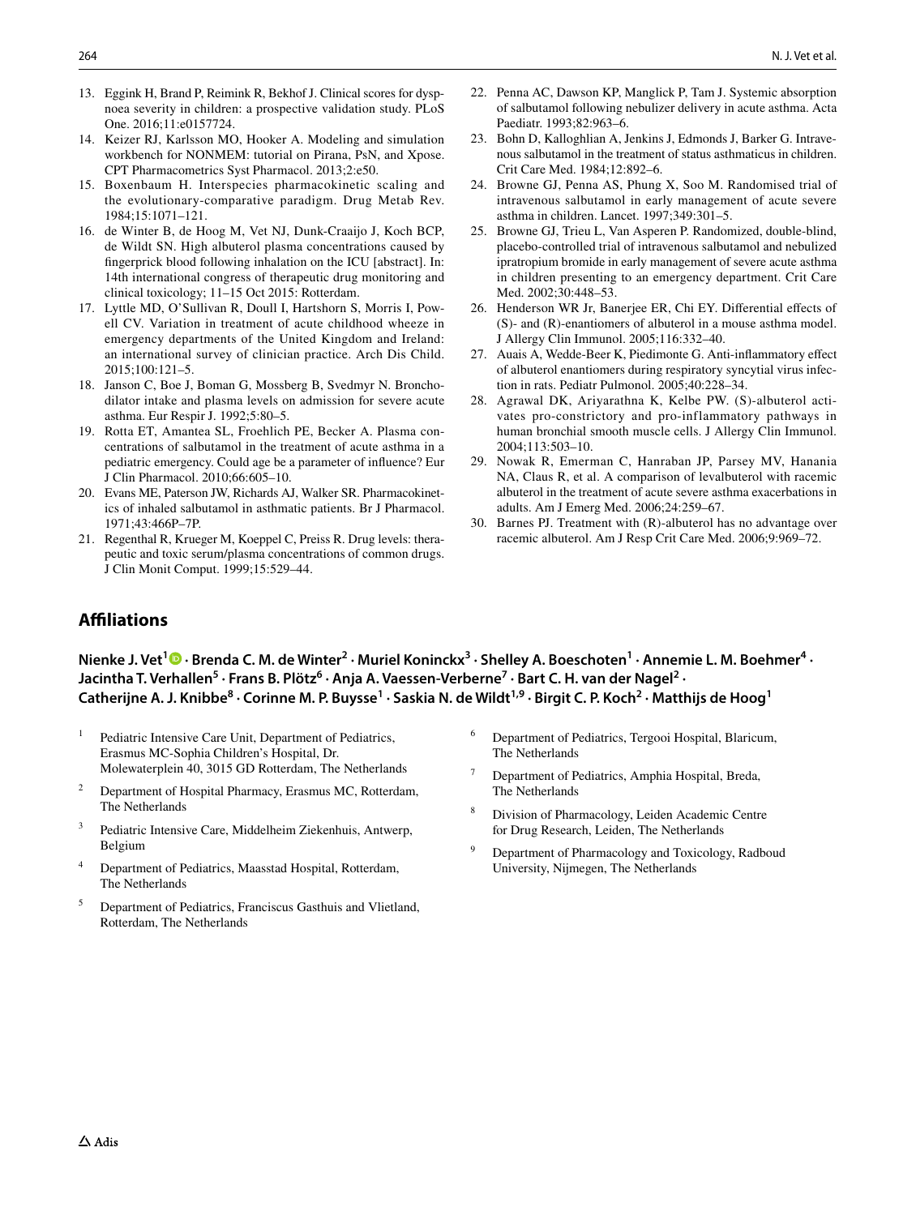13. Eggink H, Brand P, Reimink R, Bekhof J. Clinical scores for dyspnoea severity in children: a prospective validation study. PLoS One. 2016;11:e0157724.
14. Keizer RJ, Karlsson MO, Hooker A. Modeling and simulation workbench for NONMEM: tutorial on Pirana, PsN, and Xpose. CPT Pharmacometrics Syst Pharmacol. 2013;2:e50.
15. Boxenbaum H. Interspecies pharmacokinetic scaling and the evolutionary-comparative paradigm. Drug Metab Rev. 1984;15:1071–121.
16. de Winter B, de Hoog M, Vet NJ, Dunk-Craaijo J, Koch BCP, de Wildt SN. High albuterol plasma concentrations caused by fingerprick blood following inhalation on the ICU [abstract]. In: 14th international congress of therapeutic drug monitoring and clinical toxicology; 11–15 Oct 2015: Rotterdam.
17. Lyttle MD, O'Sullivan R, Doull I, Hartshorn S, Morris I, Powell CV. Variation in treatment of acute childhood wheeze in emergency departments of the United Kingdom and Ireland: an international survey of clinician practice. Arch Dis Child. 2015;100:121–5.
18. Janson C, Boe J, Boman G, Mossberg B, Svedmyr N. Bronchodilator intake and plasma levels on admission for severe acute asthma. Eur Respir J. 1992;5:80–5.
19. Rotta ET, Amantea SL, Froehlich PE, Becker A. Plasma concentrations of salbutamol in the treatment of acute asthma in a pediatric emergency. Could age be a parameter of influence? Eur J Clin Pharmacol. 2010;66:605–10.
20. Evans ME, Paterson JW, Richards AJ, Walker SR. Pharmacokinetics of inhaled salbutamol in asthmatic patients. Br J Pharmacol. 1971;43:466P–7P.
21. Regenthal R, Krueger M, Koeppel C, Preiss R. Drug levels: therapeutic and toxic serum/plasma concentrations of common drugs. J Clin Monit Comput. 1999;15:529–44.
22. Penna AC, Dawson KP, Manglick P, Tam J. Systemic absorption of salbutamol following nebulizer delivery in acute asthma. Acta Paediatr. 1993;82:963–6.
23. Bohn D, Kalloghlian A, Jenkins J, Edmonds J, Barker G. Intravenous salbutamol in the treatment of status asthmaticus in children. Crit Care Med. 1984;12:892–6.
24. Browne GJ, Penna AS, Phung X, Soo M. Randomised trial of intravenous salbutamol in early management of acute severe asthma in children. Lancet. 1997;349:301–5.
25. Browne GJ, Trieu L, Van Asperen P. Randomized, double-blind, placebo-controlled trial of intravenous salbutamol and nebulized ipratropium bromide in early management of severe acute asthma in children presenting to an emergency department. Crit Care Med. 2002;30:448–53.
26. Henderson WR Jr, Banerjee ER, Chi EY. Differential effects of (S)- and (R)-enantiomers of albuterol in a mouse asthma model. J Allergy Clin Immunol. 2005;116:332–40.
27. Auais A, Wedde-Beer K, Piedimonte G. Anti-inflammatory effect of albuterol enantiomers during respiratory syncytial virus infection in rats. Pediatr Pulmonol. 2005;40:228–34.
28. Agrawal DK, Ariyarathna K, Kelbe PW. (S)-albuterol activates pro-constrictory and pro-inflammatory pathways in human bronchial smooth muscle cells. J Allergy Clin Immunol. 2004;113:503–10.
29. Nowak R, Emerman C, Hanraban JP, Parsey MV, Hanania NA, Claus R, et al. A comparison of levalbuterol with racemic albuterol in the treatment of acute severe asthma exacerbations in adults. Am J Emerg Med. 2006;24:259–67.
30. Barnes PJ. Treatment with (R)-albuterol has no advantage over racemic albuterol. Am J Resp Crit Care Med. 2006;9:969–72.

## Affiliations

**Nienke J. Vet[1] · Brenda C. M. de Winter[2] · Muriel Koninckx[3] · Shelley A. Boeschoten[1] · Annemie L. M. Boehmer[4] · Jacintha T. Verhallen[5] · Frans B. Plötz[6] · Anja A. Vaessen-Verberne[7] · Bart C. H. van der Nagel[2] · Catherijne A. J. Knibbe[8] · Corinne M. P. Buysse[1] · Saskia N. de Wildt[1,9] · Birgit C. P. Koch[2] · Matthijs de Hoog[1]**

[1] Pediatric Intensive Care Unit, Department of Pediatrics, Erasmus MC-Sophia Children's Hospital, Dr. Molewaterplein 40, 3015 GD Rotterdam, The Netherlands

[2] Department of Hospital Pharmacy, Erasmus MC, Rotterdam, The Netherlands

[3] Pediatric Intensive Care, Middelheim Ziekenhuis, Antwerp, Belgium

[4] Department of Pediatrics, Maasstad Hospital, Rotterdam, The Netherlands

[5] Department of Pediatrics, Franciscus Gasthuis and Vlietland, Rotterdam, The Netherlands

[6] Department of Pediatrics, Tergooi Hospital, Blaricum, The Netherlands

[7] Department of Pediatrics, Amphia Hospital, Breda, The Netherlands

[8] Division of Pharmacology, Leiden Academic Centre for Drug Research, Leiden, The Netherlands

[9] Department of Pharmacology and Toxicology, Radboud University, Nijmegen, The Netherlands